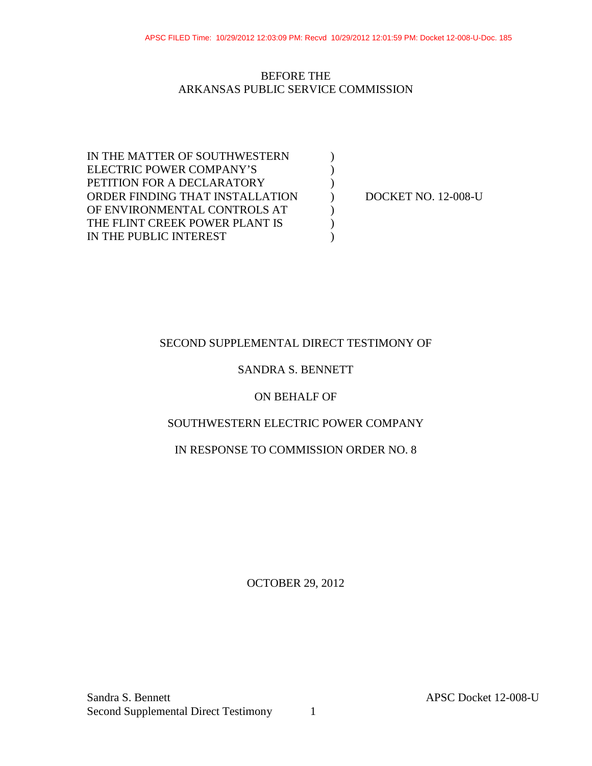BEFORE THE
ARKANSAS PUBLIC SERVICE COMMISSION

| | | |
|---|---|---|
| IN THE MATTER OF SOUTHWESTERN ELECTRIC POWER COMPANY'S PETITION FOR A DECLARATORY ORDER FINDING THAT INSTALLATION OF ENVIRONMENTAL CONTROLS AT THE FLINT CREEK POWER PLANT IS IN THE PUBLIC INTEREST | ) | DOCKET NO. 12-008-U |

SECOND SUPPLEMENTAL DIRECT TESTIMONY OF

SANDRA S. BENNETT

ON BEHALF OF

SOUTHWESTERN ELECTRIC POWER COMPANY

IN RESPONSE TO COMMISSION ORDER NO. 8

OCTOBER 29, 2012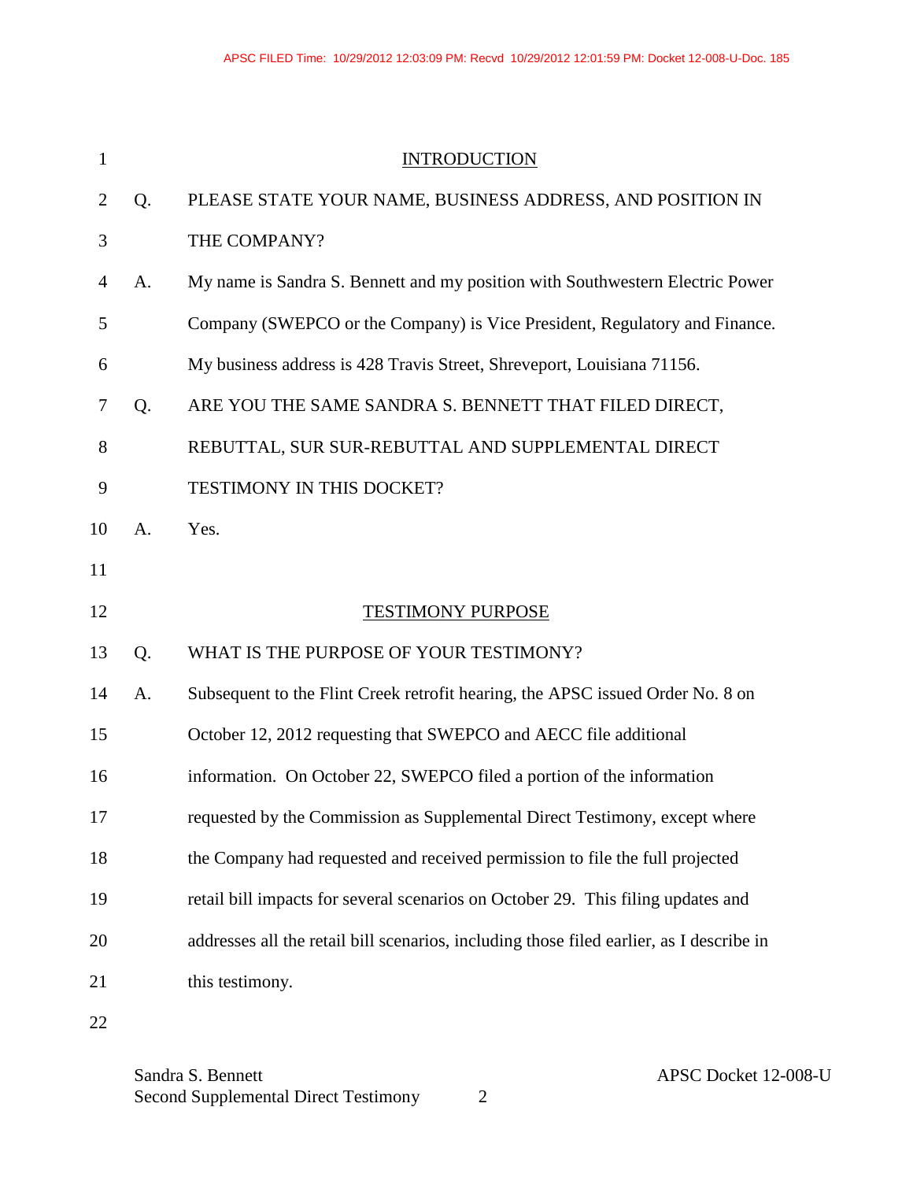## INTRODUCTION

**Q. PLEASE STATE YOUR NAME, BUSINESS ADDRESS, AND POSITION IN THE COMPANY?**

A. My name is Sandra S. Bennett and my position with Southwestern Electric Power Company (SWEPCO or the Company) is Vice President, Regulatory and Finance. My business address is 428 Travis Street, Shreveport, Louisiana 71156.

**Q. ARE YOU THE SAME SANDRA S. BENNETT THAT FILED DIRECT, REBUTTAL, SUR SUR-REBUTTAL AND SUPPLEMENTAL DIRECT TESTIMONY IN THIS DOCKET?**

A. Yes.

## TESTIMONY PURPOSE

**Q. WHAT IS THE PURPOSE OF YOUR TESTIMONY?**

A. Subsequent to the Flint Creek retrofit hearing, the APSC issued Order No. 8 on October 12, 2012 requesting that SWEPCO and AECC file additional information. On October 22, SWEPCO filed a portion of the information requested by the Commission as Supplemental Direct Testimony, except where the Company had requested and received permission to file the full projected retail bill impacts for several scenarios on October 29. This filing updates and addresses all the retail bill scenarios, including those filed earlier, as I describe in this testimony.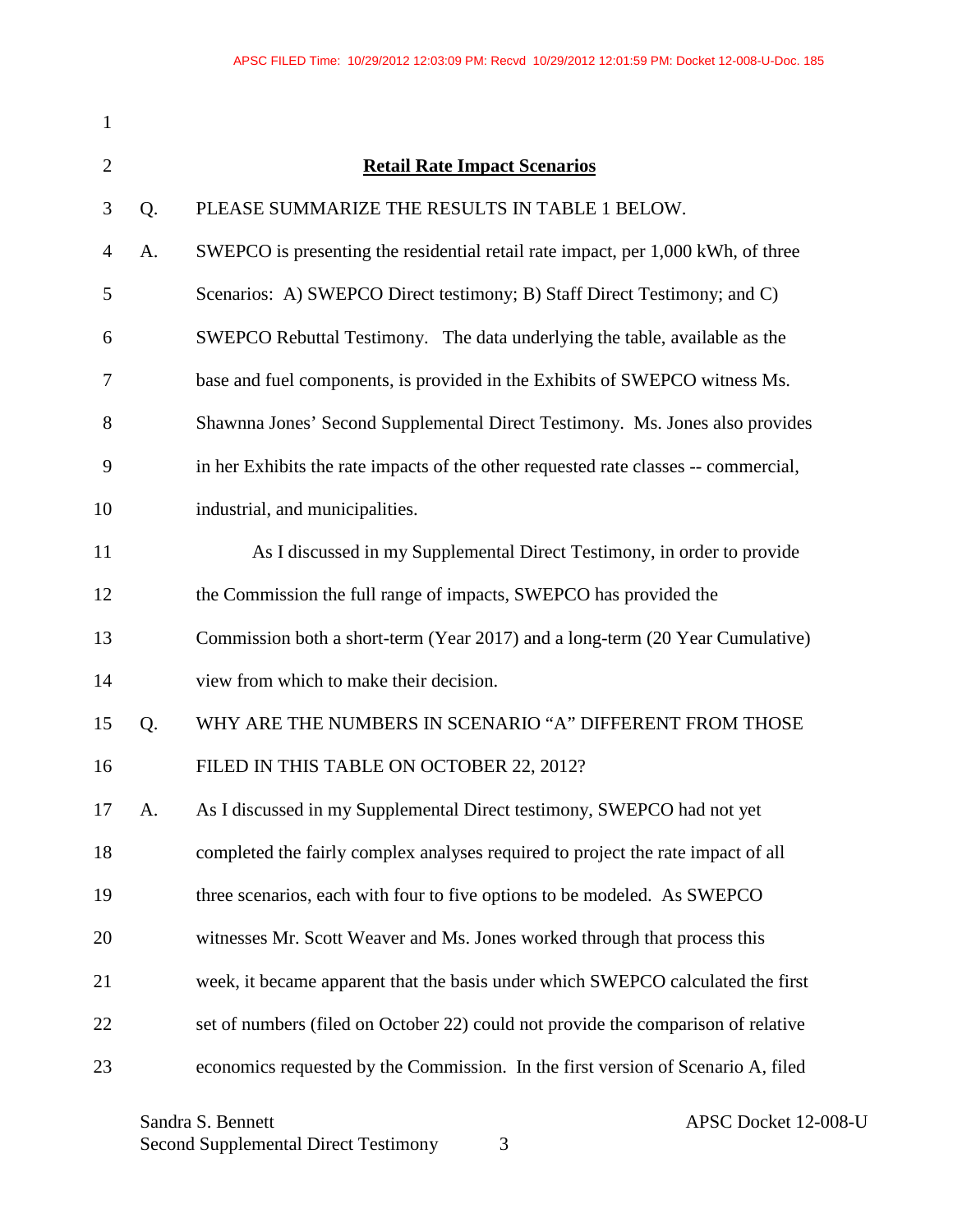## Retail Rate Impact Scenarios

Q. PLEASE SUMMARIZE THE RESULTS IN TABLE 1 BELOW.

A. SWEPCO is presenting the residential retail rate impact, per 1,000 kWh, of three Scenarios: A) SWEPCO Direct testimony; B) Staff Direct Testimony; and C) SWEPCO Rebuttal Testimony. The data underlying the table, available as the base and fuel components, is provided in the Exhibits of SWEPCO witness Ms. Shawnna Jones' Second Supplemental Direct Testimony. Ms. Jones also provides in her Exhibits the rate impacts of the other requested rate classes -- commercial, industrial, and municipalities.

As I discussed in my Supplemental Direct Testimony, in order to provide the Commission the full range of impacts, SWEPCO has provided the Commission both a short-term (Year 2017) and a long-term (20 Year Cumulative) view from which to make their decision.

Q. WHY ARE THE NUMBERS IN SCENARIO "A" DIFFERENT FROM THOSE FILED IN THIS TABLE ON OCTOBER 22, 2012?

A. As I discussed in my Supplemental Direct testimony, SWEPCO had not yet completed the fairly complex analyses required to project the rate impact of all three scenarios, each with four to five options to be modeled. As SWEPCO witnesses Mr. Scott Weaver and Ms. Jones worked through that process this week, it became apparent that the basis under which SWEPCO calculated the first set of numbers (filed on October 22) could not provide the comparison of relative economics requested by the Commission. In the first version of Scenario A, filed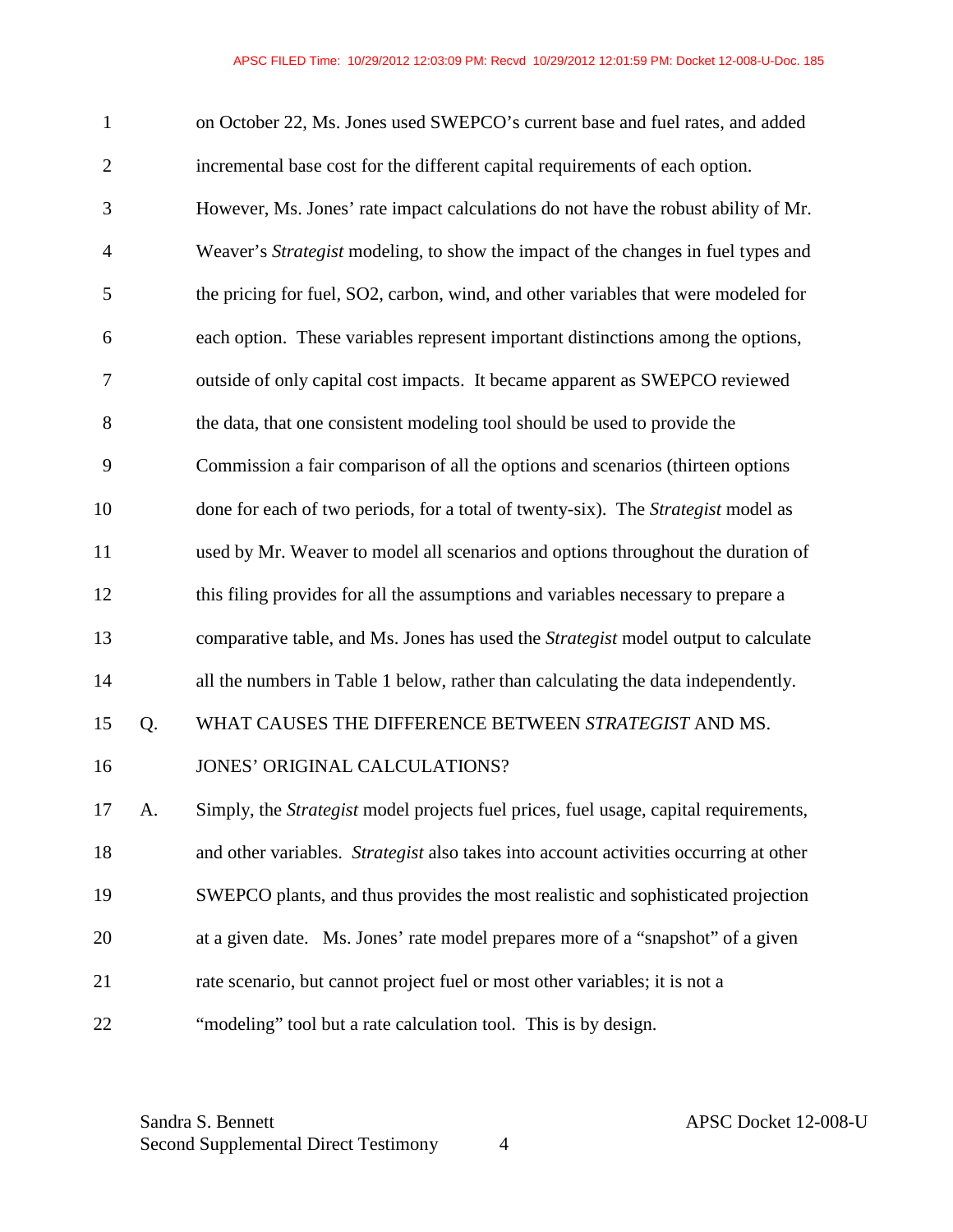on October 22, Ms. Jones used SWEPCO's current base and fuel rates, and added incremental base cost for the different capital requirements of each option. However, Ms. Jones' rate impact calculations do not have the robust ability of Mr. Weaver's *Strategist* modeling, to show the impact of the changes in fuel types and the pricing for fuel, SO2, carbon, wind, and other variables that were modeled for each option. These variables represent important distinctions among the options, outside of only capital cost impacts. It became apparent as SWEPCO reviewed the data, that one consistent modeling tool should be used to provide the Commission a fair comparison of all the options and scenarios (thirteen options done for each of two periods, for a total of twenty-six). The *Strategist* model as used by Mr. Weaver to model all scenarios and options throughout the duration of this filing provides for all the assumptions and variables necessary to prepare a comparative table, and Ms. Jones has used the *Strategist* model output to calculate all the numbers in Table 1 below, rather than calculating the data independently.

Q. WHAT CAUSES THE DIFFERENCE BETWEEN *STRATEGIST* AND MS. JONES' ORIGINAL CALCULATIONS?

A. Simply, the *Strategist* model projects fuel prices, fuel usage, capital requirements, and other variables. *Strategist* also takes into account activities occurring at other SWEPCO plants, and thus provides the most realistic and sophisticated projection at a given date. Ms. Jones' rate model prepares more of a "snapshot" of a given rate scenario, but cannot project fuel or most other variables; it is not a "modeling" tool but a rate calculation tool. This is by design.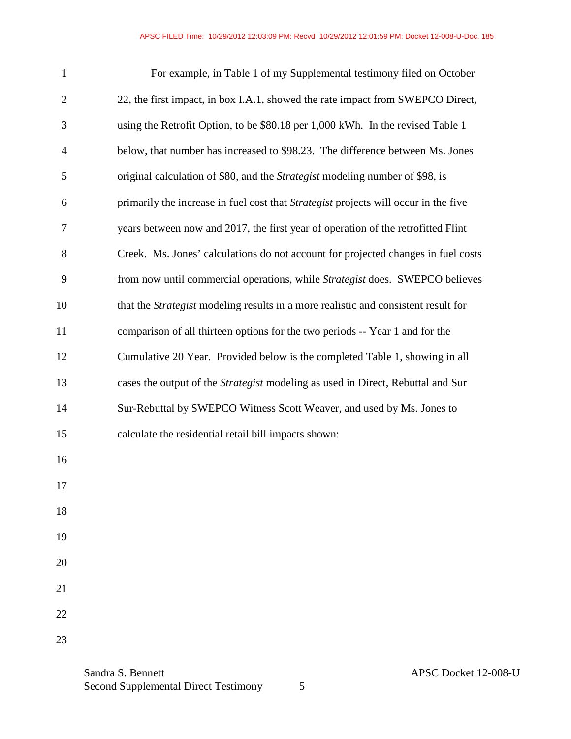For example, in Table 1 of my Supplemental testimony filed on October 22, the first impact, in box I.A.1, showed the rate impact from SWEPCO Direct, using the Retrofit Option, to be $80.18 per 1,000 kWh. In the revised Table 1 below, that number has increased to $98.23. The difference between Ms. Jones original calculation of $80, and the *Strategist* modeling number of $98, is primarily the increase in fuel cost that *Strategist* projects will occur in the five years between now and 2017, the first year of operation of the retrofitted Flint Creek. Ms. Jones' calculations do not account for projected changes in fuel costs from now until commercial operations, while *Strategist* does. SWEPCO believes that the *Strategist* modeling results in a more realistic and consistent result for comparison of all thirteen options for the two periods -- Year 1 and for the Cumulative 20 Year. Provided below is the completed Table 1, showing in all cases the output of the *Strategist* modeling as used in Direct, Rebuttal and Sur Sur-Rebuttal by SWEPCO Witness Scott Weaver, and used by Ms. Jones to calculate the residential retail bill impacts shown: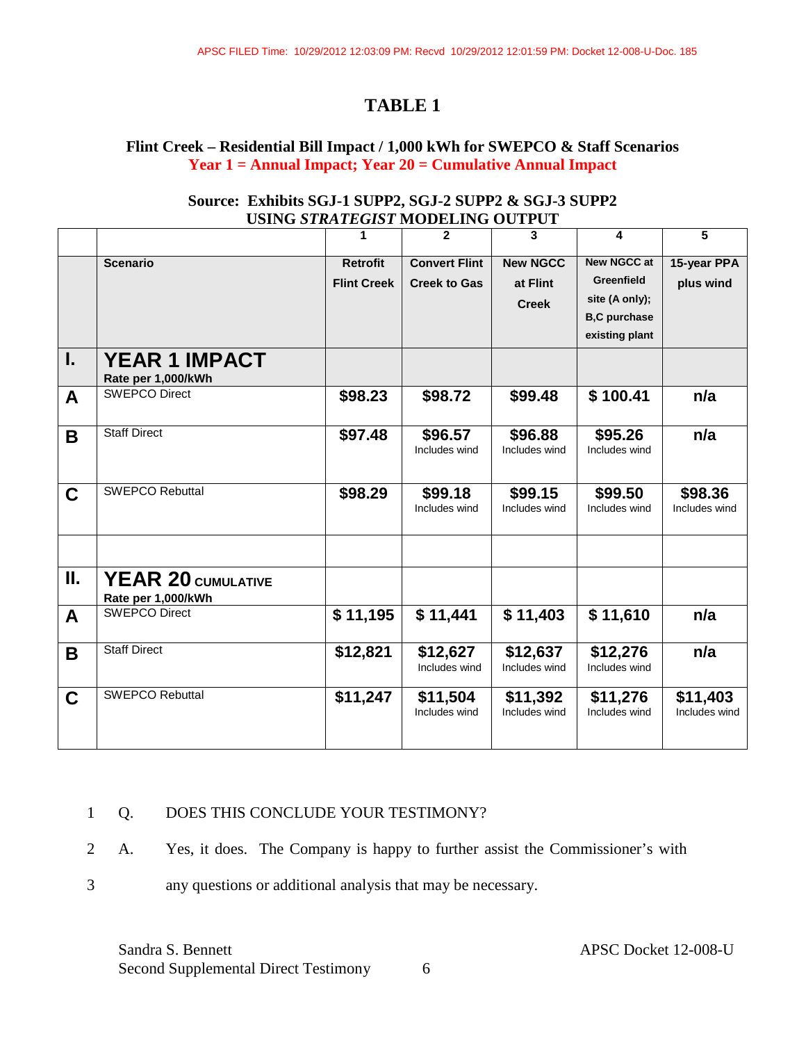# TABLE 1

## Flint Creek – Residential Bill Impact / 1,000 kWh for SWEPCO & Staff Scenarios

**Year 1 = Annual Impact; Year 20 = Cumulative Annual Impact**

**Source: Exhibits SGJ-1 SUPP2, SGJ-2 SUPP2 & SGJ-3 SUPP2**
**USING *STRATEGIST* MODELING OUTPUT**

| | | 1 | 2 | 3 | 4 | 5 |
|---|---|---|---|---|---|---|
| | **Scenario** | **Retrofit Flint Creek** | **Convert Flint Creek to Gas** | **New NGCC at Flint Creek** | **New NGCC at Greenfield site (A only); B,C purchase existing plant** | **15-year PPA plus wind** |
| **I.** | **YEAR 1 IMPACT** Rate per 1,000/kWh | | | | | |
| **A** | SWEPCO Direct | **$98.23** | **$98.72** | **$99.48** | **$ 100.41** | **n/a** |
| **B** | Staff Direct | **$97.48** | **$96.57** Includes wind | **$96.88** Includes wind | **$95.26** Includes wind | **n/a** |
| **C** | SWEPCO Rebuttal | **$98.29** | **$99.18** Includes wind | **$99.15** Includes wind | **$99.50** Includes wind | **$98.36** Includes wind |
| | | | | | | |
| **II.** | **YEAR 20 CUMULATIVE** Rate per 1,000/kWh | | | | | |
| **A** | SWEPCO Direct | **$ 11,195** | **$ 11,441** | **$ 11,403** | **$ 11,610** | **n/a** |
| **B** | Staff Direct | **$12,821** | **$12,627** Includes wind | **$12,637** Includes wind | **$12,276** Includes wind | **n/a** |
| **C** | SWEPCO Rebuttal | **$11,247** | **$11,504** Includes wind | **$11,392** Includes wind | **$11,276** Includes wind | **$11,403** Includes wind |

Q. DOES THIS CONCLUDE YOUR TESTIMONY?

A. Yes, it does. The Company is happy to further assist the Commissioner's with any questions or additional analysis that may be necessary.